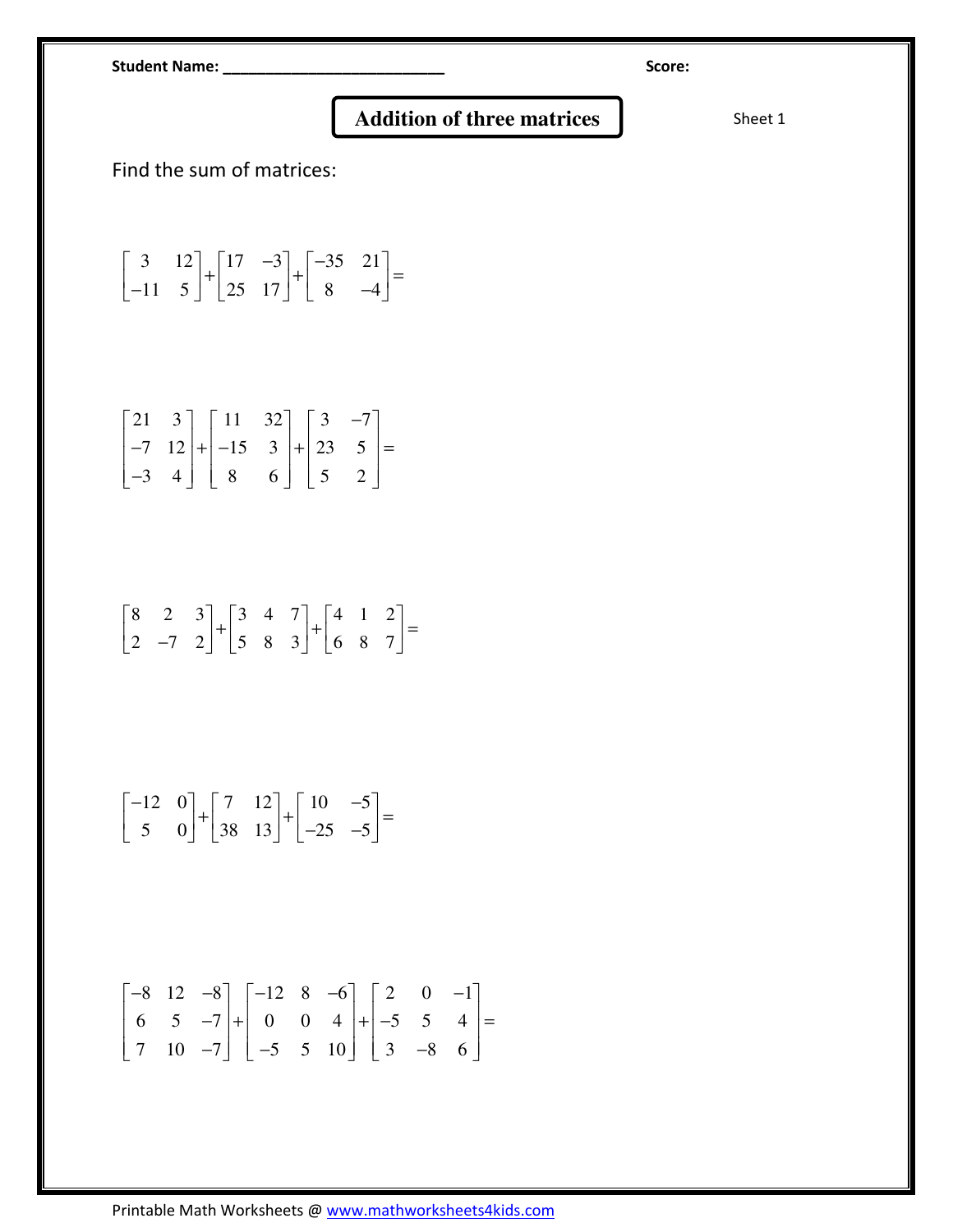**Student Name:** ___________________________ **Score:**

# Addition of three matrices

Sheet 1

Find the sum of matrices:

$$\begin{bmatrix} 3 & 12 \\ -11 & 5 \end{bmatrix} + \begin{bmatrix} 17 & -3 \\ 25 & 17 \end{bmatrix} + \begin{bmatrix} -35 & 21 \\ 8 & -4 \end{bmatrix} =$$

$$\begin{bmatrix} 21 & 3 \\ -7 & 12 \\ -3 & 4 \end{bmatrix} + \begin{bmatrix} 11 & 32 \\ -15 & 3 \\ 8 & 6 \end{bmatrix} + \begin{bmatrix} 3 & -7 \\ 23 & 5 \\ 5 & 2 \end{bmatrix} =$$

$$\begin{bmatrix} 8 & 2 & 3 \\ 2 & -7 & 2 \end{bmatrix} + \begin{bmatrix} 3 & 4 & 7 \\ 5 & 8 & 3 \end{bmatrix} + \begin{bmatrix} 4 & 1 & 2 \\ 6 & 8 & 7 \end{bmatrix} =$$

$$\begin{bmatrix} -12 & 0 \\ 5 & 0 \end{bmatrix} + \begin{bmatrix} 7 & 12 \\ 38 & 13 \end{bmatrix} + \begin{bmatrix} 10 & -5 \\ -25 & -5 \end{bmatrix} =$$

$$\begin{bmatrix} -8 & 12 & -8 \\ 6 & 5 & -7 \\ 7 & 10 & -7 \end{bmatrix} + \begin{bmatrix} -12 & 8 & -6 \\ 0 & 0 & 4 \\ -5 & 5 & 10 \end{bmatrix} + \begin{bmatrix} 2 & 0 & -1 \\ -5 & 5 & 4 \\ 3 & -8 & 6 \end{bmatrix} =$$

Printable Math Worksheets @ www.mathworksheets4kids.com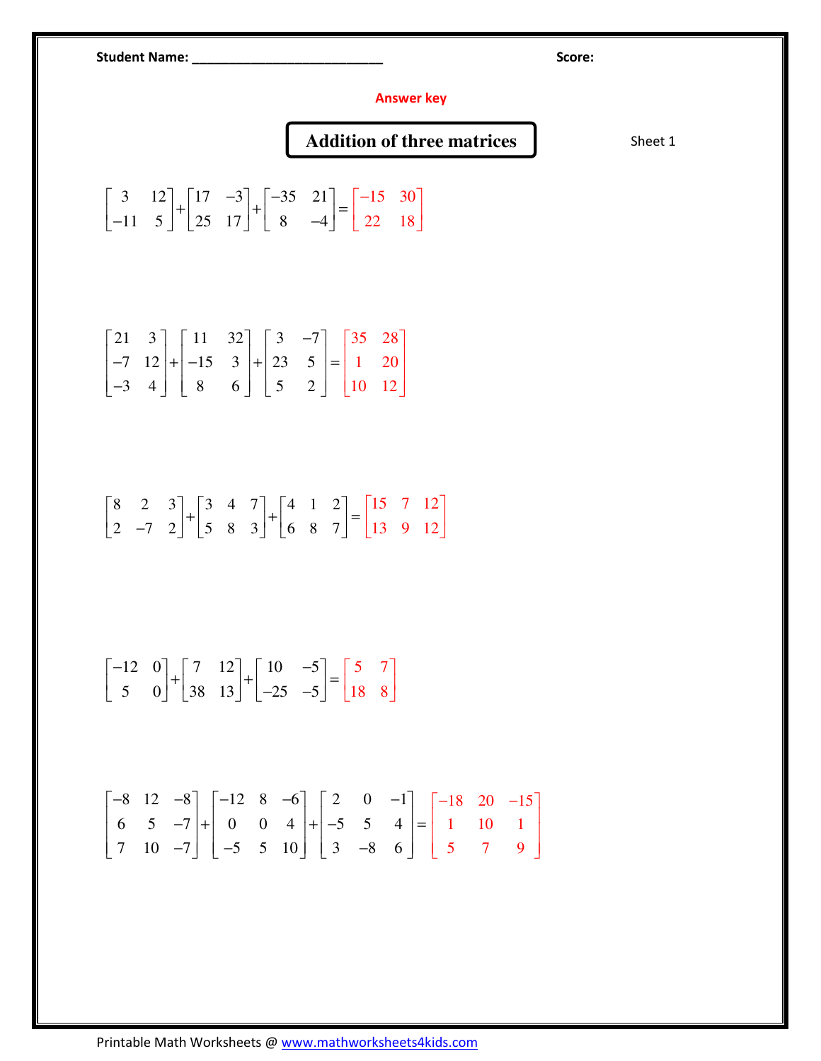Student Name: ___________________________ Score:

**Answer key**

# Addition of three matrices

Sheet 1

$$\begin{bmatrix} 3 & 12 \\ -11 & 5 \end{bmatrix} + \begin{bmatrix} 17 & -3 \\ 25 & 17 \end{bmatrix} + \begin{bmatrix} -35 & 21 \\ 8 & -4 \end{bmatrix} = \begin{bmatrix} -15 & 30 \\ 22 & 18 \end{bmatrix}$$

$$\begin{bmatrix} 21 & 3 \\ -7 & 12 \\ -3 & 4 \end{bmatrix} + \begin{bmatrix} 11 & 32 \\ -15 & 3 \\ 8 & 6 \end{bmatrix} + \begin{bmatrix} 3 & -7 \\ 23 & 5 \\ 5 & 2 \end{bmatrix} = \begin{bmatrix} 35 & 28 \\ 1 & 20 \\ 10 & 12 \end{bmatrix}$$

$$\begin{bmatrix} 8 & 2 & 3 \\ 2 & -7 & 2 \end{bmatrix} + \begin{bmatrix} 3 & 4 & 7 \\ 5 & 8 & 3 \end{bmatrix} + \begin{bmatrix} 4 & 1 & 2 \\ 6 & 8 & 7 \end{bmatrix} = \begin{bmatrix} 15 & 7 & 12 \\ 13 & 9 & 12 \end{bmatrix}$$

$$\begin{bmatrix} -12 & 0 \\ 5 & 0 \end{bmatrix} + \begin{bmatrix} 7 & 12 \\ 38 & 13 \end{bmatrix} + \begin{bmatrix} 10 & -5 \\ -25 & -5 \end{bmatrix} = \begin{bmatrix} 5 & 7 \\ 18 & 8 \end{bmatrix}$$

$$\begin{bmatrix} -8 & 12 & -8 \\ 6 & 5 & -7 \\ 7 & 10 & -7 \end{bmatrix} + \begin{bmatrix} -12 & 8 & -6 \\ 0 & 0 & 4 \\ -5 & 5 & 10 \end{bmatrix} + \begin{bmatrix} 2 & 0 & -1 \\ -5 & 5 & 4 \\ 3 & -8 & 6 \end{bmatrix} = \begin{bmatrix} -18 & 20 & -15 \\ 1 & 10 & 1 \\ 5 & 7 & 9 \end{bmatrix}$$

Printable Math Worksheets @ www.mathworksheets4kids.com